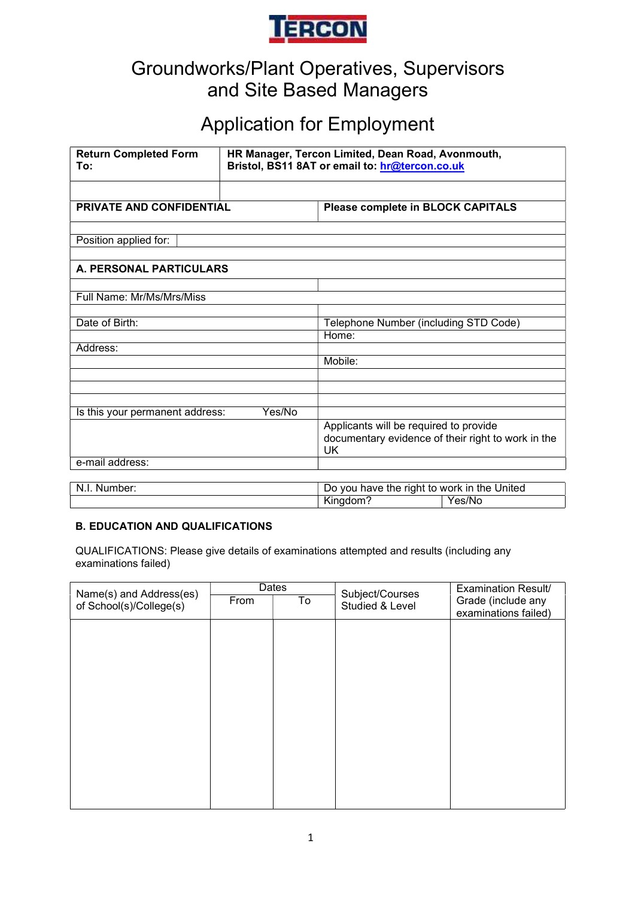TERCON

# Groundworks/Plant Operatives, Supervisors and Site Based Managers

# Application for Employment

| | |
|---|---|
| **Return Completed Form To:** | **HR Manager, Tercon Limited, Dean Road, Avonmouth, Bristol, BS11 8AT or email to: hr@tercon.co.uk** |

| | |
|---|---|
| **PRIVATE AND CONFIDENTIAL** | **Please complete in BLOCK CAPITALS** |

Position applied for:

## A. PERSONAL PARTICULARS

| | |
|---|---|
| Full Name: Mr/Ms/Mrs/Miss | |
| Date of Birth: | Telephone Number (including STD Code) |
| | Home: |
| Address: | |
| | Mobile: |
| | |
| | |
| | |
| Is this your permanent address: Yes/No | |
| | Applicants will be required to provide documentary evidence of their right to work in the UK |
| e-mail address: | |

| | |
|---|---|
| N.I. Number: | Do you have the right to work in the United Kingdom? Yes/No |

## B. EDUCATION AND QUALIFICATIONS

QUALIFICATIONS: Please give details of examinations attempted and results (including any examinations failed)

| Name(s) and Address(es) of School(s)/College(s) | Dates | | Subject/Courses Studied & Level | Examination Result/ Grade (include any examinations failed) |
|---|---|---|---|---|
| | From | To | | |
| | | | | |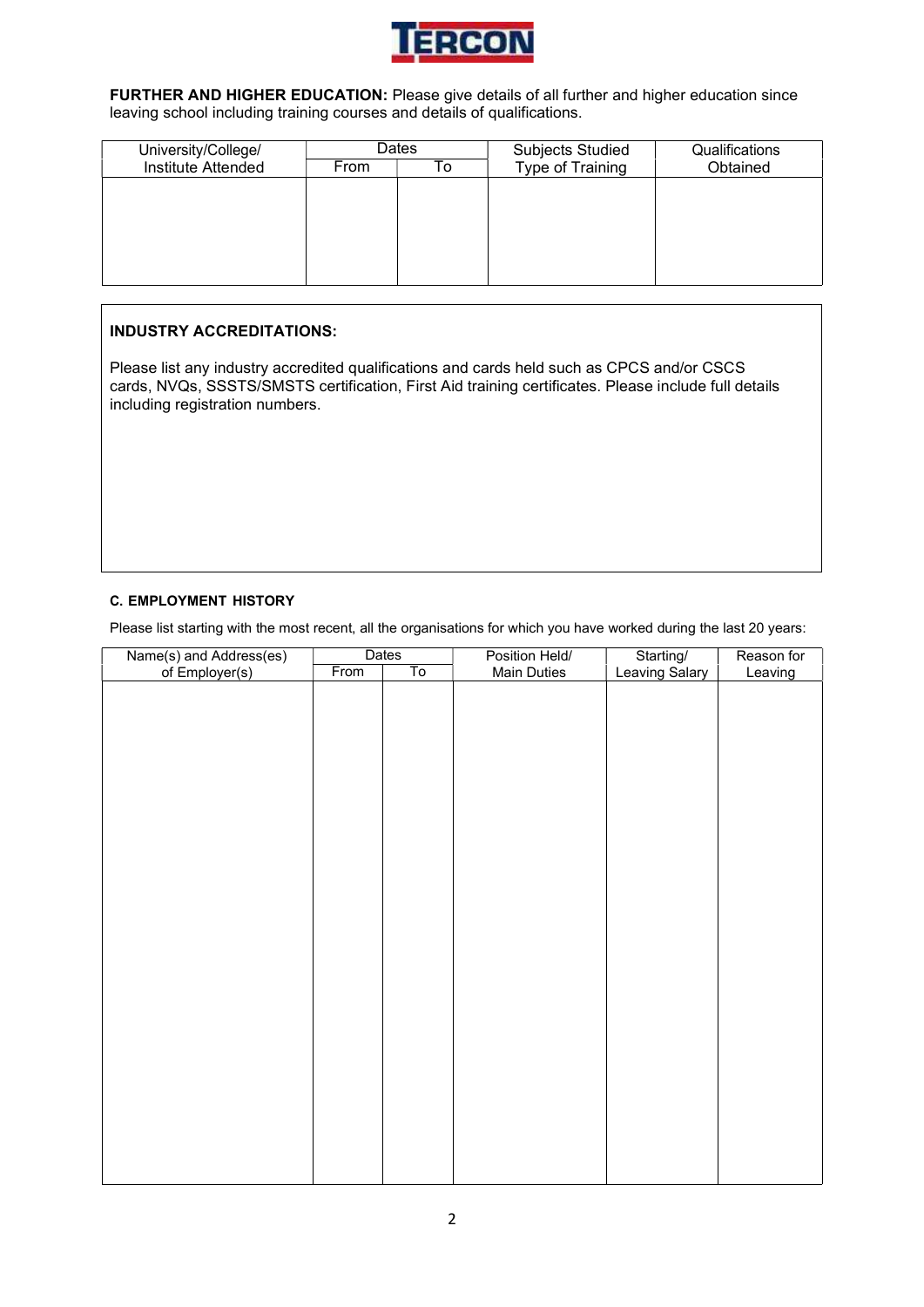**TERCON**

**FURTHER AND HIGHER EDUCATION:** Please give details of all further and higher education since leaving school including training courses and details of qualifications.

| University/College/ Institute Attended | Dates | | Subjects Studied Type of Training | Qualifications Obtained |
|---|---|---|---|---|
| | From | To | | |
| | | | | |

**INDUSTRY ACCREDITATIONS:**

Please list any industry accredited qualifications and cards held such as CPCS and/or CSCS cards, NVQs, SSSTS/SMSTS certification, First Aid training certificates. Please include full details including registration numbers.

**C. EMPLOYMENT HISTORY**

Please list starting with the most recent, all the organisations for which you have worked during the last 20 years:

| Name(s) and Address(es) of Employer(s) | Dates | | Position Held/ Main Duties | Starting/ Leaving Salary | Reason for Leaving |
|---|---|---|---|---|---|
| | From | To | | | |
| | | | | | |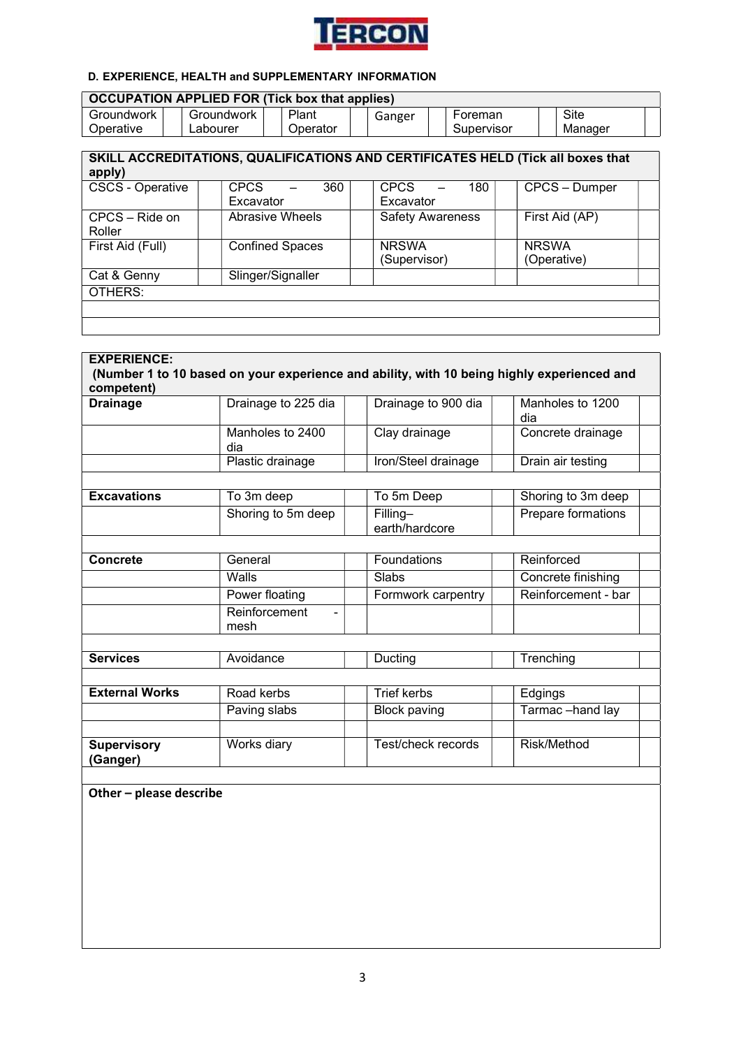**D. EXPERIENCE, HEALTH and SUPPLEMENTARY INFORMATION**

| OCCUPATION APPLIED FOR (Tick box that applies) | | | | | | | | | | | |
|---|---|---|---|---|---|---|---|---|---|---|---|
| Groundwork Operative | | Groundwork Labourer | | Plant Operator | | Ganger | | Foreman Supervisor | | Site Manager | |

| SKILL ACCREDITATIONS, QUALIFICATIONS AND CERTIFICATES HELD (Tick all boxes that apply) | | | | | | | |
|---|---|---|---|---|---|---|---|
| CSCS - Operative | | CPCS – 360 Excavator | | CPCS – 180 Excavator | | CPCS – Dumper | |
| CPCS – Ride on Roller | | Abrasive Wheels | | Safety Awareness | | First Aid (AP) | |
| First Aid (Full) | | Confined Spaces | | NRSWA (Supervisor) | | NRSWA (Operative) | |
| Cat & Genny | | Slinger/Signaller | | | | | |
| OTHERS: | | | | | | | |
| | | | | | | | |
| | | | | | | | |

| EXPERIENCE: (Number 1 to 10 based on your experience and ability, with 10 being highly experienced and competent) | | | | | | |
|---|---|---|---|---|---|---|
| **Drainage** | Drainage to 225 dia | | Drainage to 900 dia | | Manholes to 1200 dia | |
| | Manholes to 2400 dia | | Clay drainage | | Concrete drainage | |
| | Plastic drainage | | Iron/Steel drainage | | Drain air testing | |
| | | | | | | |
| **Excavations** | To 3m deep | | To 5m Deep | | Shoring to 3m deep | |
| | Shoring to 5m deep | | Filling–earth/hardcore | | Prepare formations | |
| | | | | | | |
| **Concrete** | General | | Foundations | | Reinforced | |
| | Walls | | Slabs | | Concrete finishing | |
| | Power floating | | Formwork carpentry | | Reinforcement - bar | |
| | Reinforcement - mesh | | | | | |
| | | | | | | |
| **Services** | Avoidance | | Ducting | | Trenching | |
| | | | | | | |
| **External Works** | Road kerbs | | Trief kerbs | | Edgings | |
| | Paving slabs | | Block paving | | Tarmac –hand lay | |
| | | | | | | |
| **Supervisory (Ganger)** | Works diary | | Test/check records | | Risk/Method | |
| | | | | | | |

**Other – please describe**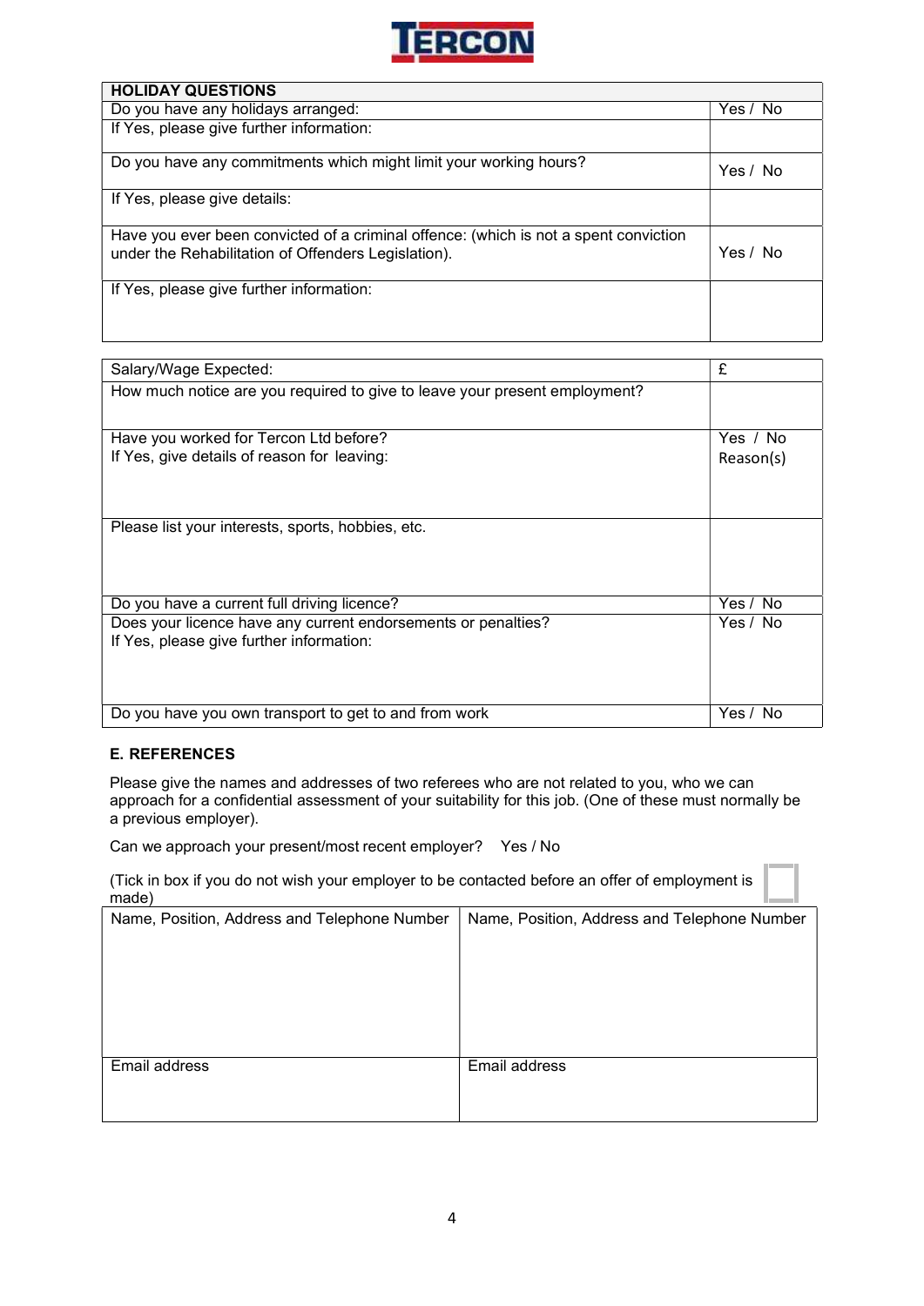| HOLIDAY QUESTIONS | |
|---|---|
| Do you have any holidays arranged: | Yes / No |
| If Yes, please give further information: | |
| Do you have any commitments which might limit your working hours? | Yes / No |
| If Yes, please give details: | |
| Have you ever been convicted of a criminal offence: (which is not a spent conviction under the Rehabilitation of Offenders Legislation). | Yes / No |
| If Yes, please give further information: | |

| Salary/Wage Expected: | £ |
|---|---|
| How much notice are you required to give to leave your present employment? | |
| Have you worked for Tercon Ltd before?<br>If Yes, give details of reason for leaving: | Yes / No<br>Reason(s) |
| Please list your interests, sports, hobbies, etc. | |
| Do you have a current full driving licence? | Yes / No |
| Does your licence have any current endorsements or penalties?<br>If Yes, please give further information: | Yes / No |
| Do you have you own transport to get to and from work | Yes / No |

## E. REFERENCES

Please give the names and addresses of two referees who are not related to you, who we can approach for a confidential assessment of your suitability for this job. (One of these must normally be a previous employer).

Can we approach your present/most recent employer? Yes / No

(Tick in box if you do not wish your employer to be contacted before an offer of employment is made) ☐

| Name, Position, Address and Telephone Number | Name, Position, Address and Telephone Number |
|---|---|
| | |
| Email address | Email address |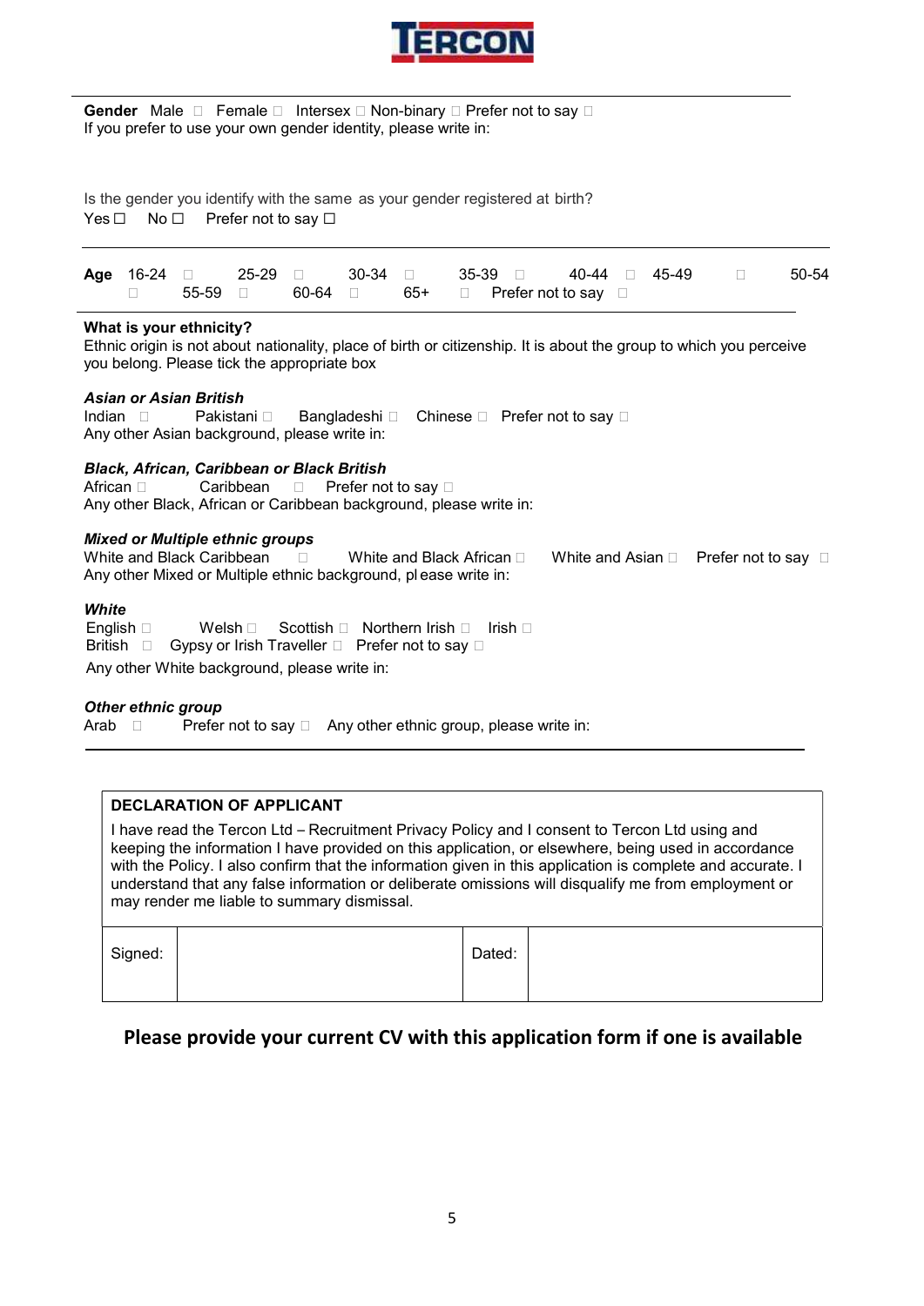**Gender** Male ☐ Female ☐ Intersex ☐ Non-binary ☐ Prefer not to say ☐
If you prefer to use your own gender identity, please write in:

Is the gender you identify with the same as your gender registered at birth?
Yes ☐ No ☐ Prefer not to say ☐

---

**Age** 16-24 ☐ 25-29 ☐ 30-34 ☐ 35-39 ☐ 40-44 ☐ 45-49 ☐ 50-54 ☐ 55-59 ☐ 60-64 ☐ 65+ ☐ Prefer not to say ☐

---

**What is your ethnicity?**
Ethnic origin is not about nationality, place of birth or citizenship. It is about the group to which you perceive you belong. Please tick the appropriate box

***Asian or Asian British***
Indian ☐ Pakistani ☐ Bangladeshi ☐ Chinese ☐ Prefer not to say ☐
Any other Asian background, please write in:

***Black, African, Caribbean or Black British***
African ☐ Caribbean ☐ Prefer not to say ☐
Any other Black, African or Caribbean background, please write in:

***Mixed or Multiple ethnic groups***
White and Black Caribbean ☐ White and Black African ☐ White and Asian ☐ Prefer not to say ☐
Any other Mixed or Multiple ethnic background, please write in:

***White***
English ☐ Welsh ☐ Scottish ☐ Northern Irish ☐ Irish ☐
British ☐ Gypsy or Irish Traveller ☐ Prefer not to say ☐
Any other White background, please write in:

***Other ethnic group***
Arab ☐ Prefer not to say ☐ Any other ethnic group, please write in:

---

**DECLARATION OF APPLICANT**

I have read the Tercon Ltd – Recruitment Privacy Policy and I consent to Tercon Ltd using and keeping the information I have provided on this application, or elsewhere, being used in accordance with the Policy. I also confirm that the information given in this application is complete and accurate. I understand that any false information or deliberate omissions will disqualify me from employment or may render me liable to summary dismissal.

| | | | |
|---|---|---|---|
| Signed: | | Dated: | |

**Please provide your current CV with this application form if one is available**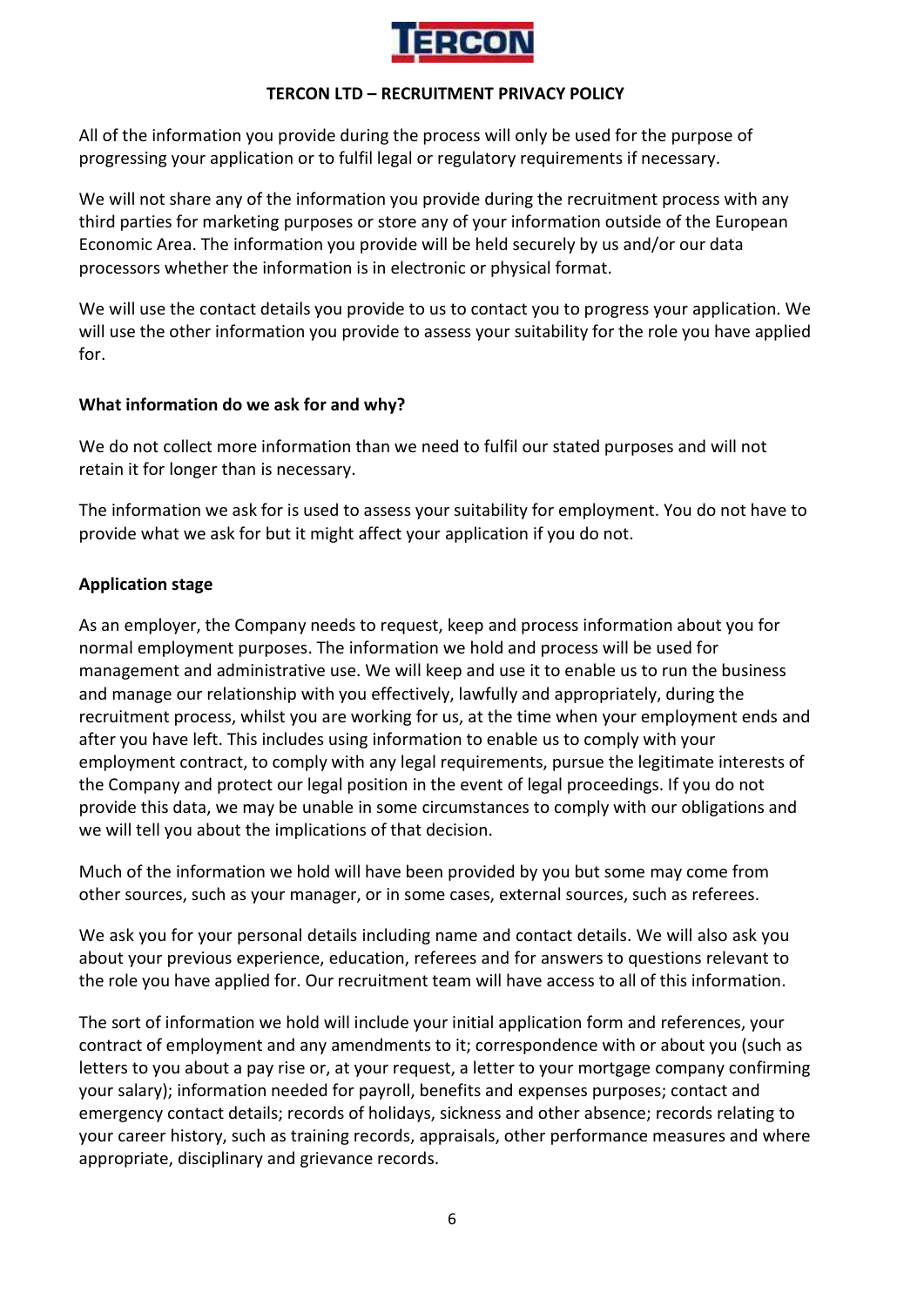**TERCON LTD – RECRUITMENT PRIVACY POLICY**

All of the information you provide during the process will only be used for the purpose of progressing your application or to fulfil legal or regulatory requirements if necessary.

We will not share any of the information you provide during the recruitment process with any third parties for marketing purposes or store any of your information outside of the European Economic Area. The information you provide will be held securely by us and/or our data processors whether the information is in electronic or physical format.

We will use the contact details you provide to us to contact you to progress your application. We will use the other information you provide to assess your suitability for the role you have applied for.

**What information do we ask for and why?**

We do not collect more information than we need to fulfil our stated purposes and will not retain it for longer than is necessary.

The information we ask for is used to assess your suitability for employment. You do not have to provide what we ask for but it might affect your application if you do not.

**Application stage**

As an employer, the Company needs to request, keep and process information about you for normal employment purposes. The information we hold and process will be used for management and administrative use. We will keep and use it to enable us to run the business and manage our relationship with you effectively, lawfully and appropriately, during the recruitment process, whilst you are working for us, at the time when your employment ends and after you have left. This includes using information to enable us to comply with your employment contract, to comply with any legal requirements, pursue the legitimate interests of the Company and protect our legal position in the event of legal proceedings. If you do not provide this data, we may be unable in some circumstances to comply with our obligations and we will tell you about the implications of that decision.

Much of the information we hold will have been provided by you but some may come from other sources, such as your manager, or in some cases, external sources, such as referees.

We ask you for your personal details including name and contact details. We will also ask you about your previous experience, education, referees and for answers to questions relevant to the role you have applied for. Our recruitment team will have access to all of this information.

The sort of information we hold will include your initial application form and references, your contract of employment and any amendments to it; correspondence with or about you (such as letters to you about a pay rise or, at your request, a letter to your mortgage company confirming your salary); information needed for payroll, benefits and expenses purposes; contact and emergency contact details; records of holidays, sickness and other absence; records relating to your career history, such as training records, appraisals, other performance measures and where appropriate, disciplinary and grievance records.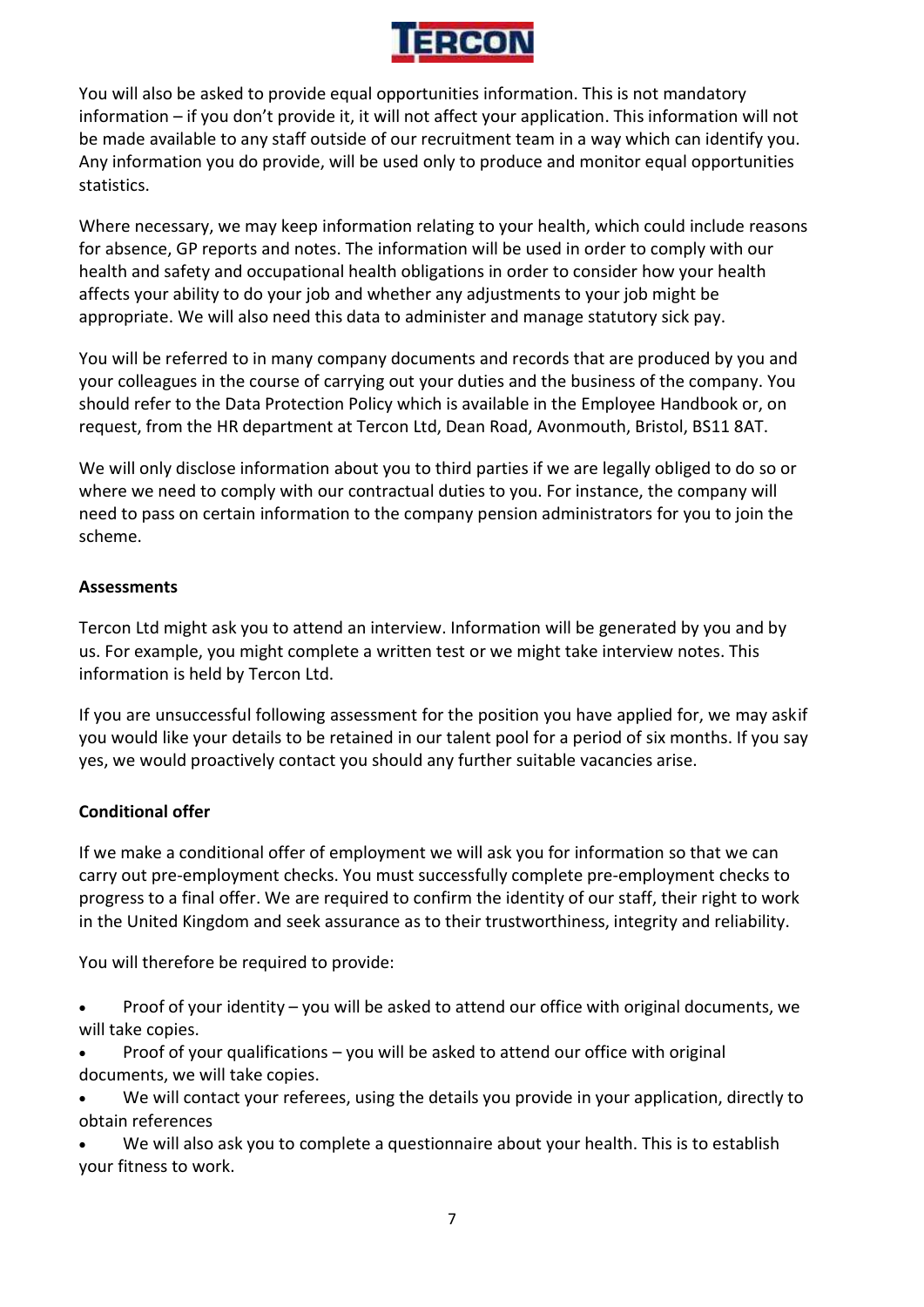You will also be asked to provide equal opportunities information. This is not mandatory information – if you don't provide it, it will not affect your application. This information will not be made available to any staff outside of our recruitment team in a way which can identify you. Any information you do provide, will be used only to produce and monitor equal opportunities statistics.

Where necessary, we may keep information relating to your health, which could include reasons for absence, GP reports and notes. The information will be used in order to comply with our health and safety and occupational health obligations in order to consider how your health affects your ability to do your job and whether any adjustments to your job might be appropriate. We will also need this data to administer and manage statutory sick pay.

You will be referred to in many company documents and records that are produced by you and your colleagues in the course of carrying out your duties and the business of the company. You should refer to the Data Protection Policy which is available in the Employee Handbook or, on request, from the HR department at Tercon Ltd, Dean Road, Avonmouth, Bristol, BS11 8AT.

We will only disclose information about you to third parties if we are legally obliged to do so or where we need to comply with our contractual duties to you. For instance, the company will need to pass on certain information to the company pension administrators for you to join the scheme.

**Assessments**

Tercon Ltd might ask you to attend an interview. Information will be generated by you and by us. For example, you might complete a written test or we might take interview notes. This information is held by Tercon Ltd.

If you are unsuccessful following assessment for the position you have applied for, we may askif you would like your details to be retained in our talent pool for a period of six months. If you say yes, we would proactively contact you should any further suitable vacancies arise.

**Conditional offer**

If we make a conditional offer of employment we will ask you for information so that we can carry out pre-employment checks. You must successfully complete pre-employment checks to progress to a final offer. We are required to confirm the identity of our staff, their right to work in the United Kingdom and seek assurance as to their trustworthiness, integrity and reliability.

You will therefore be required to provide:

- Proof of your identity – you will be asked to attend our office with original documents, we will take copies.
- Proof of your qualifications – you will be asked to attend our office with original documents, we will take copies.
- We will contact your referees, using the details you provide in your application, directly to obtain references
- We will also ask you to complete a questionnaire about your health. This is to establish your fitness to work.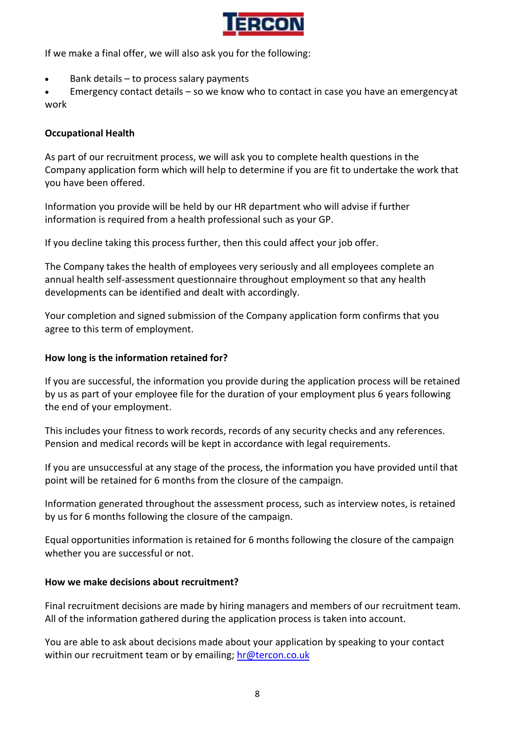If we make a final offer, we will also ask you for the following:

- Bank details – to process salary payments
- Emergency contact details – so we know who to contact in case you have an emergency at work

**Occupational Health**

As part of our recruitment process, we will ask you to complete health questions in the Company application form which will help to determine if you are fit to undertake the work that you have been offered.

Information you provide will be held by our HR department who will advise if further information is required from a health professional such as your GP.

If you decline taking this process further, then this could affect your job offer.

The Company takes the health of employees very seriously and all employees complete an annual health self-assessment questionnaire throughout employment so that any health developments can be identified and dealt with accordingly.

Your completion and signed submission of the Company application form confirms that you agree to this term of employment.

**How long is the information retained for?**

If you are successful, the information you provide during the application process will be retained by us as part of your employee file for the duration of your employment plus 6 years following the end of your employment.

This includes your fitness to work records, records of any security checks and any references. Pension and medical records will be kept in accordance with legal requirements.

If you are unsuccessful at any stage of the process, the information you have provided until that point will be retained for 6 months from the closure of the campaign.

Information generated throughout the assessment process, such as interview notes, is retained by us for 6 months following the closure of the campaign.

Equal opportunities information is retained for 6 months following the closure of the campaign whether you are successful or not.

**How we make decisions about recruitment?**

Final recruitment decisions are made by hiring managers and members of our recruitment team. All of the information gathered during the application process is taken into account.

You are able to ask about decisions made about your application by speaking to your contact within our recruitment team or by emailing; hr@tercon.co.uk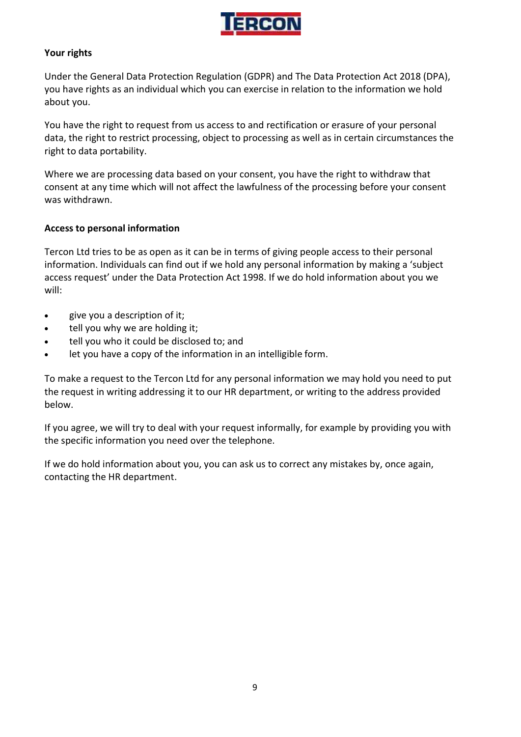**Your rights**

Under the General Data Protection Regulation (GDPR) and The Data Protection Act 2018 (DPA), you have rights as an individual which you can exercise in relation to the information we hold about you.

You have the right to request from us access to and rectification or erasure of your personal data, the right to restrict processing, object to processing as well as in certain circumstances the right to data portability.

Where we are processing data based on your consent, you have the right to withdraw that consent at any time which will not affect the lawfulness of the processing before your consent was withdrawn.

**Access to personal information**

Tercon Ltd tries to be as open as it can be in terms of giving people access to their personal information. Individuals can find out if we hold any personal information by making a 'subject access request' under the Data Protection Act 1998. If we do hold information about you we will:

- give you a description of it;
- tell you why we are holding it;
- tell you who it could be disclosed to; and
- let you have a copy of the information in an intelligible form.

To make a request to the Tercon Ltd for any personal information we may hold you need to put the request in writing addressing it to our HR department, or writing to the address provided below.

If you agree, we will try to deal with your request informally, for example by providing you with the specific information you need over the telephone.

If we do hold information about you, you can ask us to correct any mistakes by, once again, contacting the HR department.